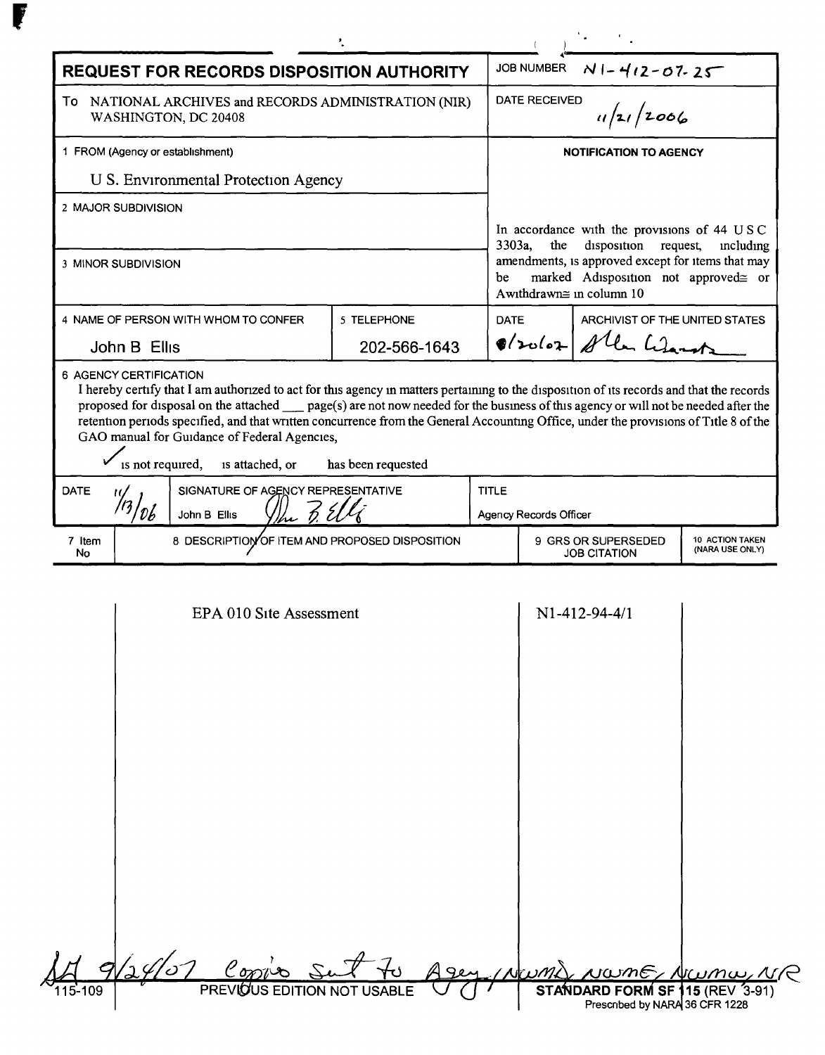# REQUEST FOR RECORDS DISPOSITION AUTHORITY

JOB NUMBER N1-412-07-25

To NATIONAL ARCHIVES and RECORDS ADMINISTRATION (NIR)
WASHINGTON, DC 20408

DATE RECEIVED 11/21/2006

1 FROM (Agency or establishment)

U S. Environmental Protection Agency

2 MAJOR SUBDIVISION

3 MINOR SUBDIVISION

**NOTIFICATION TO AGENCY**

In accordance with the provisions of 44 USC 3303a, the disposition request, including amendments, is approved except for items that may be marked Adisposition not approved≅ or Awithdrawn≅ in column 10

| 4 NAME OF PERSON WITH WHOM TO CONFER | 5 TELEPHONE | DATE | ARCHIVIST OF THE UNITED STATES |
|---|---|---|---|
| John B Ellis | 202-566-1643 | 8/20/07 | Allen Weinstein |

6 AGENCY CERTIFICATION

I hereby certify that I am authorized to act for this agency in matters pertaining to the disposition of its records and that the records proposed for disposal on the attached ___ page(s) are not now needed for the business of this agency or will not be needed after the retention periods specified, and that written concurrence from the General Accounting Office, under the provisions of Title 8 of the GAO manual for Guidance of Federal Agencies,

✓ is not required, is attached, or has been requested

| DATE | SIGNATURE OF AGENCY REPRESENTATIVE | TITLE |
|---|---|---|
| 11/13/06 | John B Ellis | Agency Records Officer |

| 7 Item No | 8 DESCRIPTION OF ITEM AND PROPOSED DISPOSITION | 9 GRS OR SUPERSEDED JOB CITATION | 10 ACTION TAKEN (NARA USE ONLY) |
|---|---|---|---|
| | EPA 010 Site Assessment | N1-412-94-4/1 | |

SM 9/24/07 Copies Sent To Agency, NWML, NWME, NWMW, NR

115-109 PREVIOUS EDITION NOT USABLE

**STANDARD FORM SF 115** (REV 3-91)
Prescribed by NARA 36 CFR 1228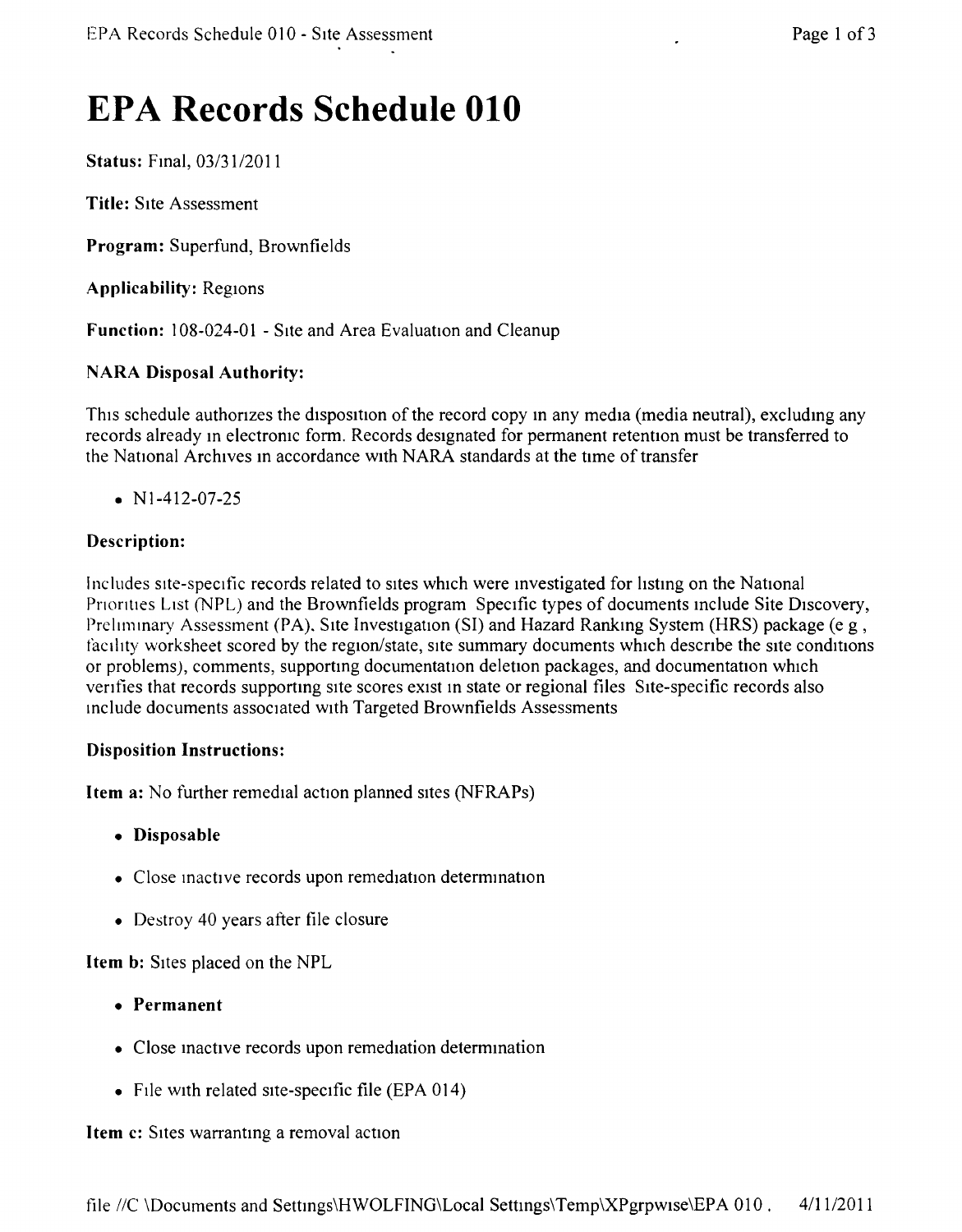# EPA Records Schedule 010

**Status:** Final, 03/31/2011

**Title:** Site Assessment

**Program:** Superfund, Brownfields

**Applicability:** Regions

**Function:** 108-024-01 - Site and Area Evaluation and Cleanup

**NARA Disposal Authority:**

This schedule authorizes the disposition of the record copy in any media (media neutral), excluding any records already in electronic form. Records designated for permanent retention must be transferred to the National Archives in accordance with NARA standards at the time of transfer

- N1-412-07-25

**Description:**

Includes site-specific records related to sites which were investigated for listing on the National Priorities List (NPL) and the Brownfields program Specific types of documents include Site Discovery, Preliminary Assessment (PA), Site Investigation (SI) and Hazard Ranking System (HRS) package (e g , facility worksheet scored by the region/state, site summary documents which describe the site conditions or problems), comments, supporting documentation deletion packages, and documentation which verifies that records supporting site scores exist in state or regional files Site-specific records also include documents associated with Targeted Brownfields Assessments

**Disposition Instructions:**

**Item a:** No further remedial action planned sites (NFRAPs)

- **Disposable**
- Close inactive records upon remediation determination
- Destroy 40 years after file closure

**Item b:** Sites placed on the NPL

- **Permanent**
- Close inactive records upon remediation determination
- File with related site-specific file (EPA 014)

**Item c:** Sites warranting a removal action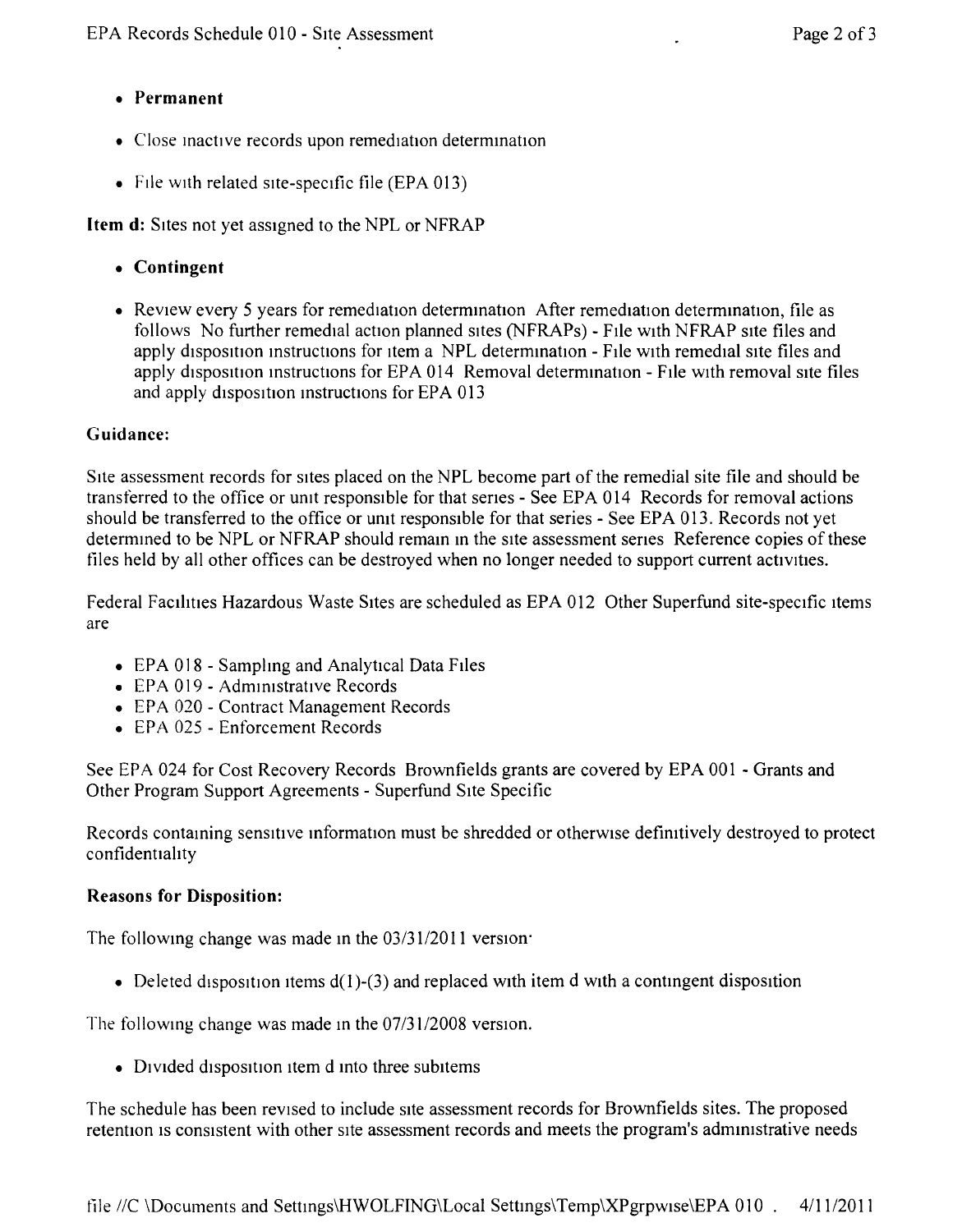- **Permanent**
- Close inactive records upon remediation determination
- File with related site-specific file (EPA 013)

**Item d:** Sites not yet assigned to the NPL or NFRAP

- **Contingent**
- Review every 5 years for remediation determination After remediation determination, file as follows No further remedial action planned sites (NFRAPs) - File with NFRAP site files and apply disposition instructions for item a NPL determination - File with remedial site files and apply disposition instructions for EPA 014 Removal determination - File with removal site files and apply disposition instructions for EPA 013

**Guidance:**

Site assessment records for sites placed on the NPL become part of the remedial site file and should be transferred to the office or unit responsible for that series - See EPA 014 Records for removal actions should be transferred to the office or unit responsible for that series - See EPA 013. Records not yet determined to be NPL or NFRAP should remain in the site assessment series Reference copies of these files held by all other offices can be destroyed when no longer needed to support current activities.

Federal Facilities Hazardous Waste Sites are scheduled as EPA 012 Other Superfund site-specific items are

- EPA 018 - Sampling and Analytical Data Files
- EPA 019 - Administrative Records
- EPA 020 - Contract Management Records
- EPA 025 - Enforcement Records

See EPA 024 for Cost Recovery Records Brownfields grants are covered by EPA 001 - Grants and Other Program Support Agreements - Superfund Site Specific

Records containing sensitive information must be shredded or otherwise definitively destroyed to protect confidentiality

**Reasons for Disposition:**

The following change was made in the 03/31/2011 version:

- Deleted disposition items d(1)-(3) and replaced with item d with a contingent disposition

The following change was made in the 07/31/2008 version.

- Divided disposition item d into three subitems

The schedule has been revised to include site assessment records for Brownfields sites. The proposed retention is consistent with other site assessment records and meets the program's administrative needs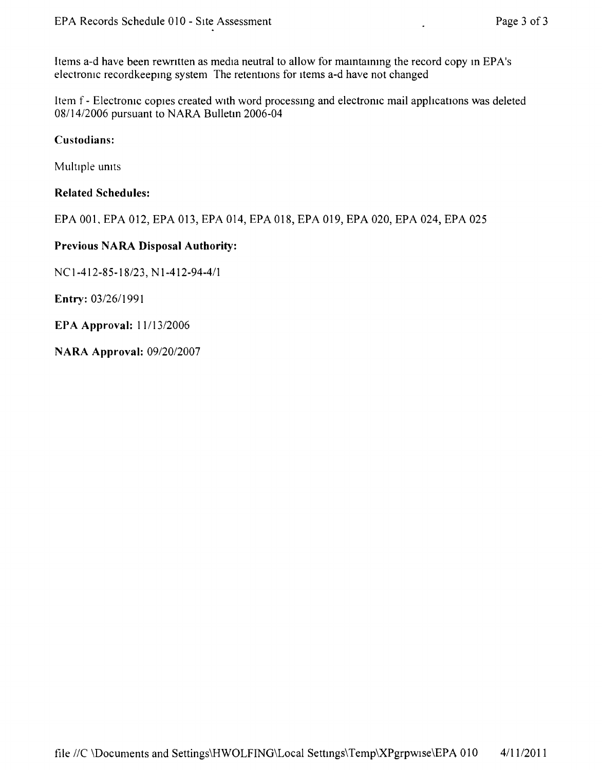Items a-d have been rewritten as media neutral to allow for maintaining the record copy in EPA's electronic recordkeeping system The retentions for items a-d have not changed

Item f - Electronic copies created with word processing and electronic mail applications was deleted 08/14/2006 pursuant to NARA Bulletin 2006-04

**Custodians:**

Multiple units

**Related Schedules:**

EPA 001, EPA 012, EPA 013, EPA 014, EPA 018, EPA 019, EPA 020, EPA 024, EPA 025

**Previous NARA Disposal Authority:**

NC1-412-85-18/23, N1-412-94-4/1

**Entry:** 03/26/1991

**EPA Approval:** 11/13/2006

**NARA Approval:** 09/20/2007